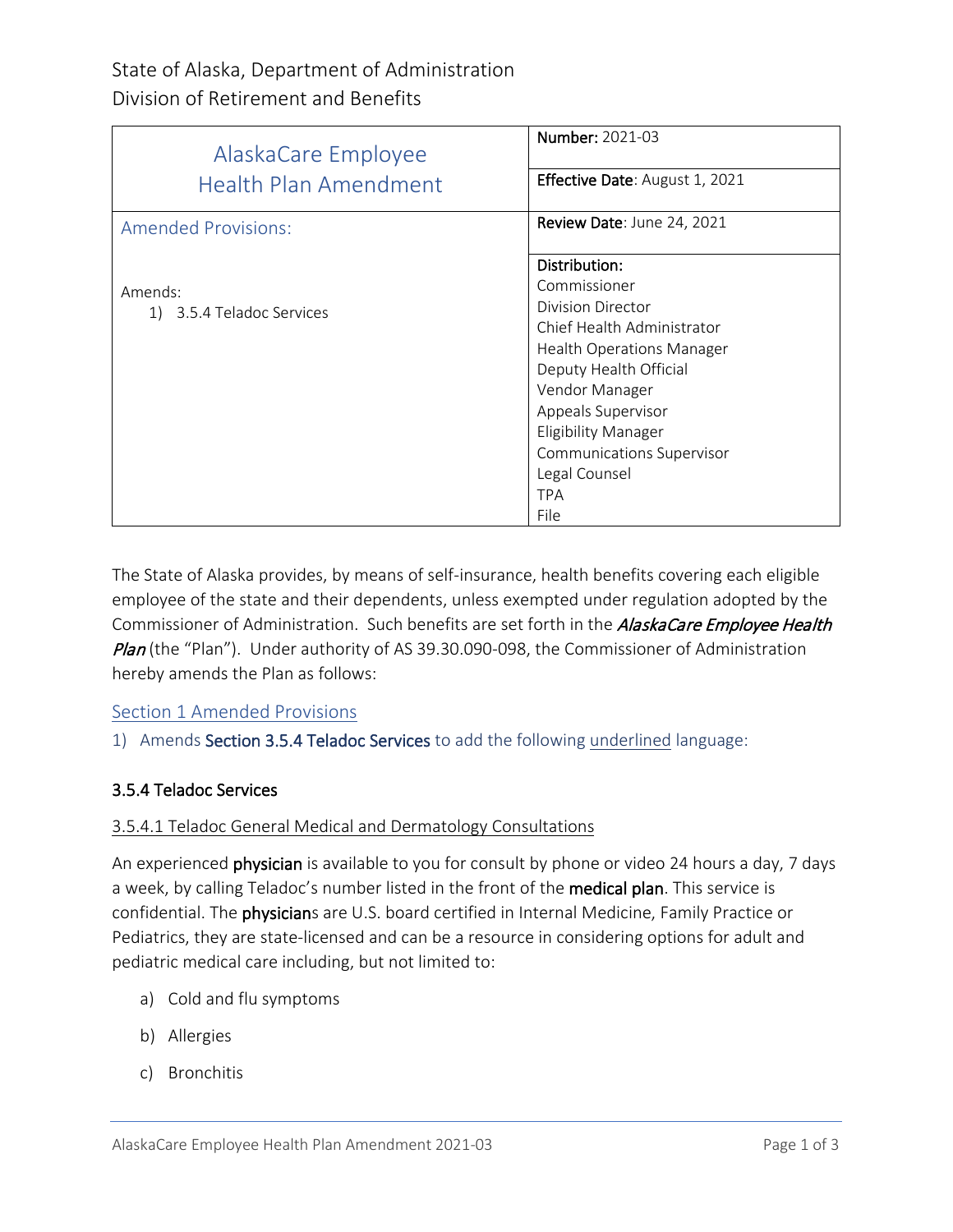State of Alaska, Department of Administration
Division of Retirement and Benefits

| AlaskaCare Employee Health Plan Amendment | **Number:** 2021-03 |
|---|---|
| | **Effective Date**: August 1, 2021 |
| Amended Provisions: | **Review Date**: June 24, 2021 |
| Amends: 1) 3.5.4 Teladoc Services | **Distribution:** Commissioner, Division Director, Chief Health Administrator, Health Operations Manager, Deputy Health Official, Vendor Manager, Appeals Supervisor, Eligibility Manager, Communications Supervisor, Legal Counsel, TPA, File |

The State of Alaska provides, by means of self-insurance, health benefits covering each eligible employee of the state and their dependents, unless exempted under regulation adopted by the Commissioner of Administration. Such benefits are set forth in the *AlaskaCare Employee Health Plan* (the "Plan"). Under authority of AS 39.30.090-098, the Commissioner of Administration hereby amends the Plan as follows:

## Section 1 Amended Provisions

1) Amends **Section 3.5.4 Teladoc Services** to add the following underlined language:

### 3.5.4 Teladoc Services

3.5.4.1 Teladoc General Medical and Dermatology Consultations

An experienced **physician** is available to you for consult by phone or video 24 hours a day, 7 days a week, by calling Teladoc's number listed in the front of the **medical plan**. This service is confidential. The **physician**s are U.S. board certified in Internal Medicine, Family Practice or Pediatrics, they are state-licensed and can be a resource in considering options for adult and pediatric medical care including, but not limited to:

a) Cold and flu symptoms
b) Allergies
c) Bronchitis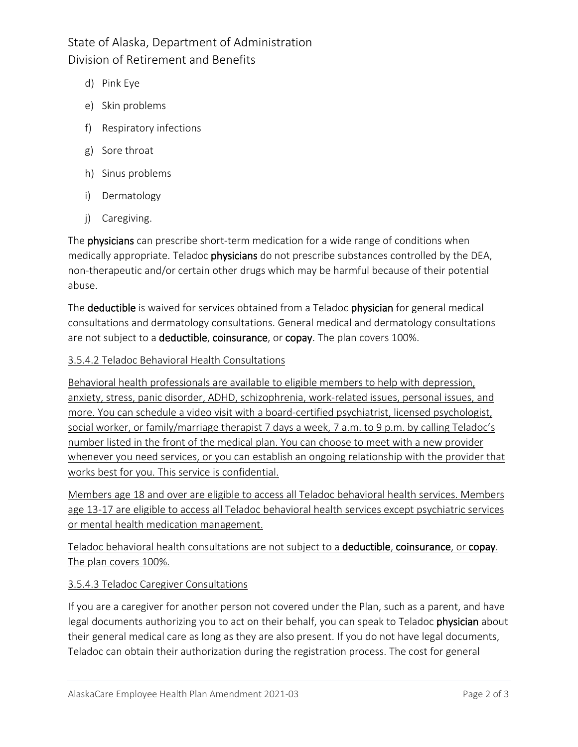d) Pink Eye

e) Skin problems

f) Respiratory infections

g) Sore throat

h) Sinus problems

i) Dermatology

j) Caregiving.

The **physicians** can prescribe short-term medication for a wide range of conditions when medically appropriate. Teladoc **physicians** do not prescribe substances controlled by the DEA, non-therapeutic and/or certain other drugs which may be harmful because of their potential abuse.

The **deductible** is waived for services obtained from a Teladoc **physician** for general medical consultations and dermatology consultations. General medical and dermatology consultations are not subject to a **deductible**, **coinsurance**, or **copay**. The plan covers 100%.

<u>3.5.4.2 Teladoc Behavioral Health Consultations</u>

<u>Behavioral health professionals are available to eligible members to help with depression, anxiety, stress, panic disorder, ADHD, schizophrenia, work-related issues, personal issues, and more. You can schedule a video visit with a board-certified psychiatrist, licensed psychologist, social worker, or family/marriage therapist 7 days a week, 7 a.m. to 9 p.m. by calling Teladoc's number listed in the front of the medical plan. You can choose to meet with a new provider whenever you need services, or you can establish an ongoing relationship with the provider that works best for you. This service is confidential.</u>

<u>Members age 18 and over are eligible to access all Teladoc behavioral health services. Members age 13-17 are eligible to access all Teladoc behavioral health services except psychiatric services or mental health medication management.</u>

<u>Teladoc behavioral health consultations are not subject to a **deductible**, **coinsurance**, or **copay**. The plan covers 100%.</u>

<u>3.5.4.3 Teladoc Caregiver Consultations</u>

If you are a caregiver for another person not covered under the Plan, such as a parent, and have legal documents authorizing you to act on their behalf, you can speak to Teladoc **physician** about their general medical care as long as they are also present. If you do not have legal documents, Teladoc can obtain their authorization during the registration process. The cost for general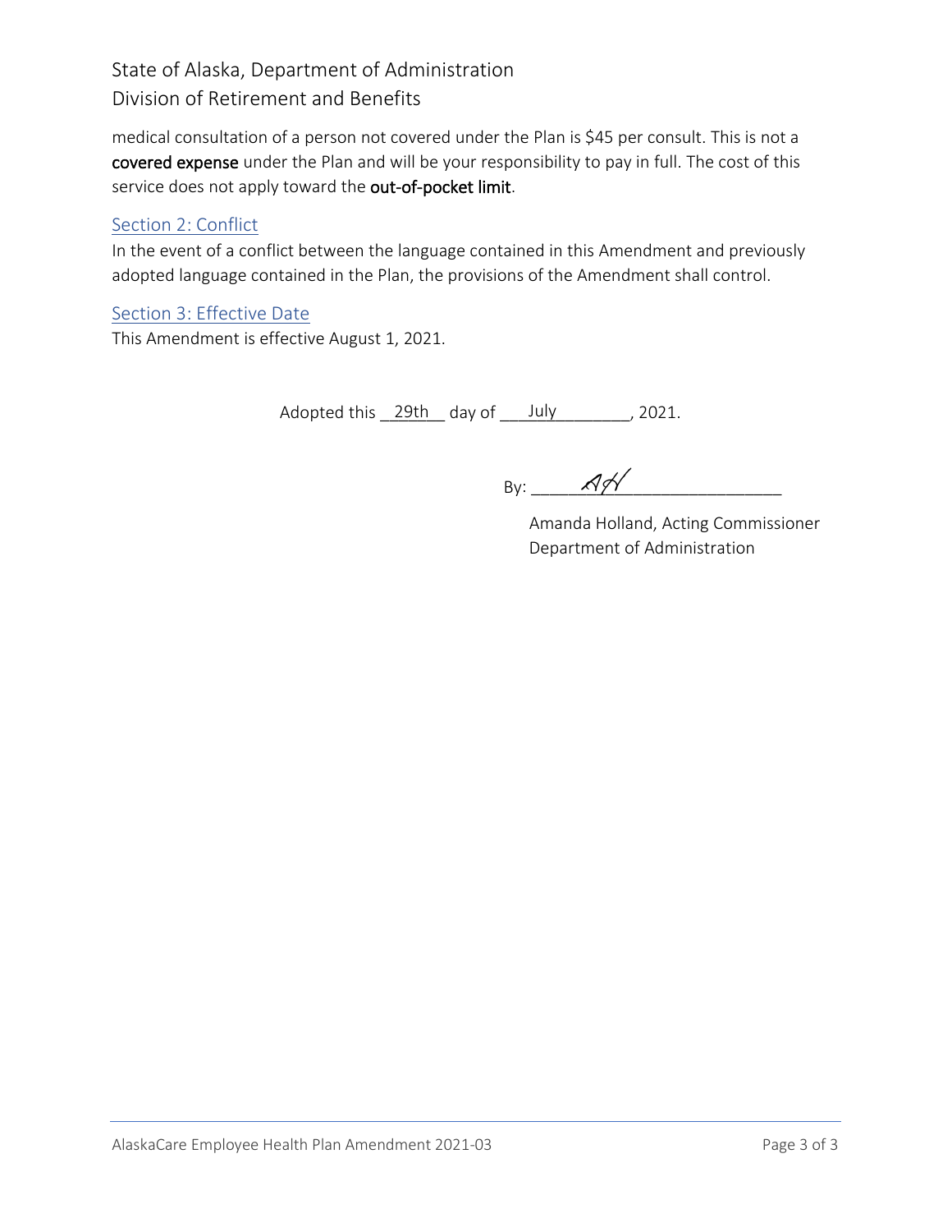State of Alaska, Department of Administration
Division of Retirement and Benefits

medical consultation of a person not covered under the Plan is $45 per consult. This is not a **covered expense** under the Plan and will be your responsibility to pay in full. The cost of this service does not apply toward the **out-of-pocket limit**.

## Section 2: Conflict

In the event of a conflict between the language contained in this Amendment and previously adopted language contained in the Plan, the provisions of the Amendment shall control.

## Section 3: Effective Date

This Amendment is effective August 1, 2021.

Adopted this 29th day of July, 2021.

By: AH

Amanda Holland, Acting Commissioner
Department of Administration